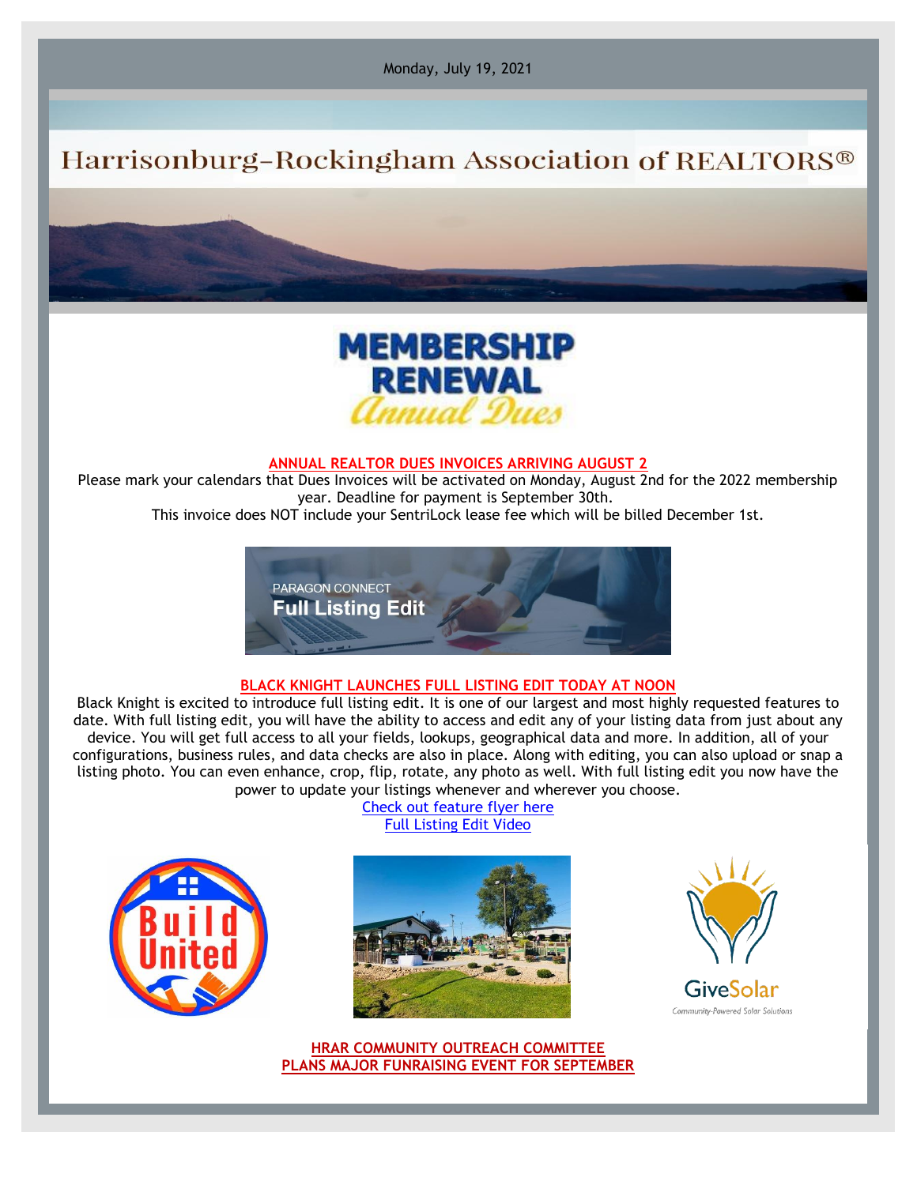Monday, July 19, 2021

# Harrisonburg-Rockingham Association of REALTORS®

**MEMBERSHIP RENEWAL**
*Annual Dues*

## ANNUAL REALTOR DUES INVOICES ARRIVING AUGUST 2

Please mark your calendars that Dues Invoices will be activated on Monday, August 2nd for the 2022 membership year. Deadline for payment is September 30th.

This invoice does NOT include your SentriLock lease fee which will be billed December 1st.

PARAGON CONNECT
**Full Listing Edit**

## BLACK KNIGHT LAUNCHES FULL LISTING EDIT TODAY AT NOON

Black Knight is excited to introduce full listing edit. It is one of our largest and most highly requested features to date. With full listing edit, you will have the ability to access and edit any of your listing data from just about any device. You will get full access to all your fields, lookups, geographical data and more. In addition, all of your configurations, business rules, and data checks are also in place. Along with editing, you can also upload or snap a listing photo. You can even enhance, crop, flip, rotate, any photo as well. With full listing edit you now have the power to update your listings whenever and wherever you choose.

Check out feature flyer here

Full Listing Edit Video

Build United

GiveSolar
Community-Powered Solar Solutions

## HRAR COMMUNITY OUTREACH COMMITTEE PLANS MAJOR FUNRAISING EVENT FOR SEPTEMBER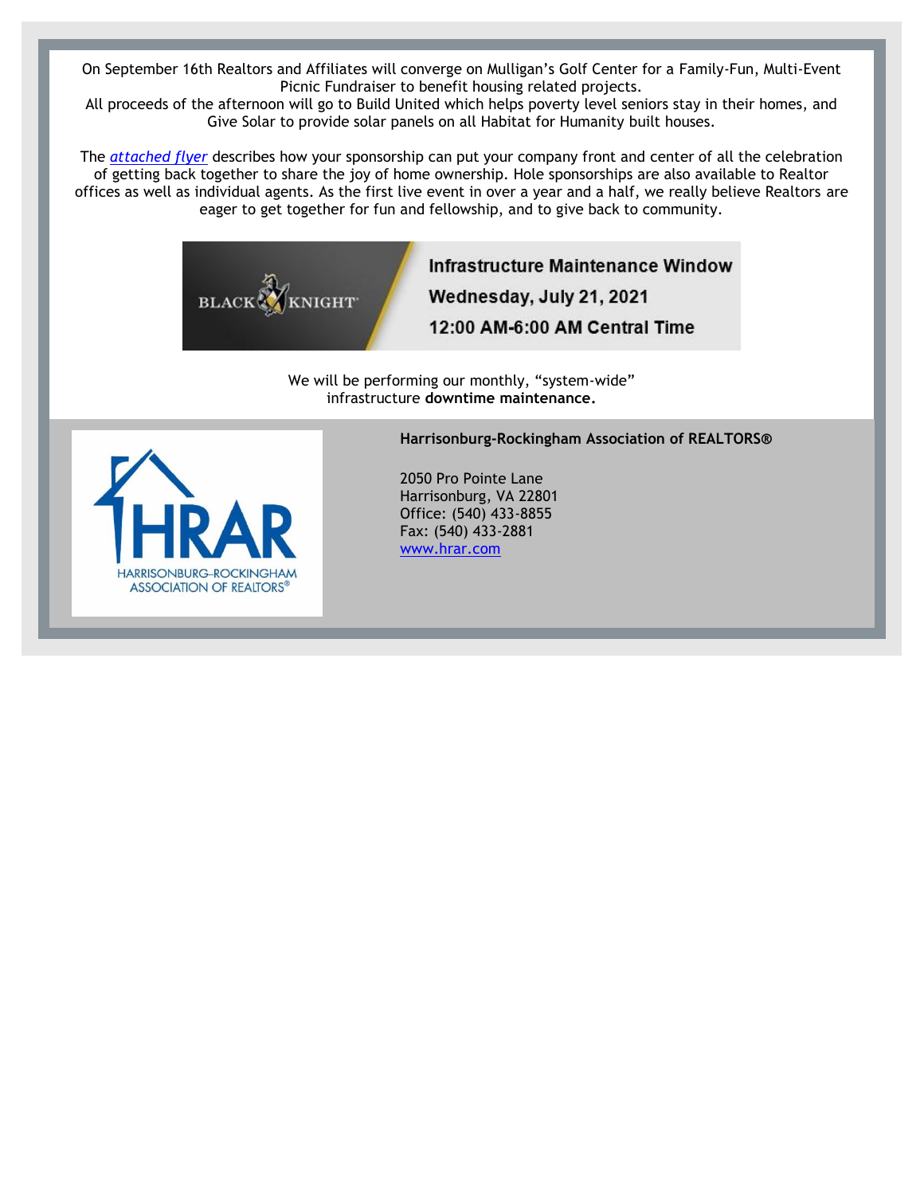On September 16th Realtors and Affiliates will converge on Mulligan's Golf Center for a Family-Fun, Multi-Event Picnic Fundraiser to benefit housing related projects.
All proceeds of the afternoon will go to Build United which helps poverty level seniors stay in their homes, and Give Solar to provide solar panels on all Habitat for Humanity built houses.

The *attached flyer* describes how your sponsorship can put your company front and center of all the celebration of getting back together to share the joy of home ownership. Hole sponsorships are also available to Realtor offices as well as individual agents. As the first live event in over a year and a half, we really believe Realtors are eager to get together for fun and fellowship, and to give back to community.

BLACK KNIGHT

**Infrastructure Maintenance Window**

**Wednesday, July 21, 2021**

**12:00 AM-6:00 AM Central Time**

We will be performing our monthly, "system-wide" infrastructure **downtime maintenance.**

HRAR
HARRISONBURG-ROCKINGHAM ASSOCIATION OF REALTORS®

**Harrisonburg-Rockingham Association of REALTORS®**

2050 Pro Pointe Lane
Harrisonburg, VA 22801
Office: (540) 433-8855
Fax: (540) 433-2881
www.hrar.com